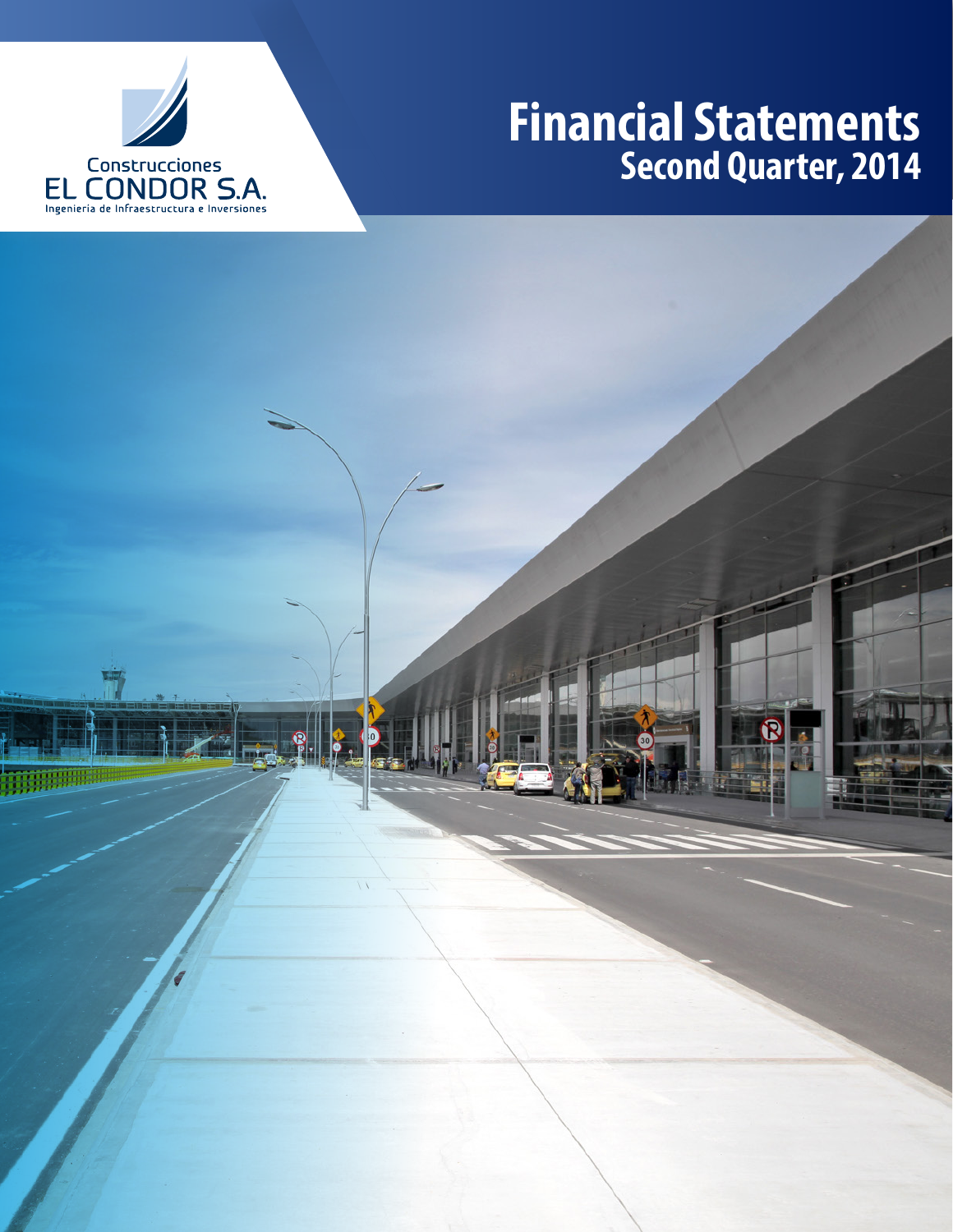Construcciones
EL CONDOR S.A.
Ingeniería de Infraestructura e Inversiones

# Financial Statements
## Second Quarter, 2014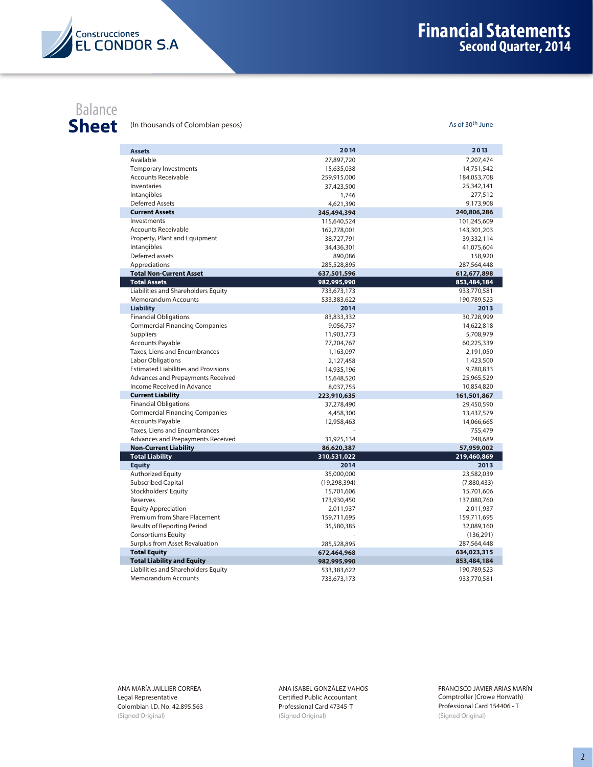Construcciones EL CONDOR S.A

# Financial Statements
## Second Quarter, 2014

## Balance Sheet

(In thousands of Colombian pesos)

As of 30th June

| Assets | 2014 | 2013 |
|---|---|---|
| Available | 27,897,720 | 7,207,474 |
| Temporary Investments | 15,635,038 | 14,751,542 |
| Accounts Receivable | 259,915,000 | 184,053,708 |
| Inventaries | 37,423,500 | 25,342,141 |
| Intangibles | 1,746 | 277,512 |
| Deferred Assets | 4,621,390 | 9,173,908 |
| **Current Assets** | **345,494,394** | **240,806,286** |
| Investments | 115,640,524 | 101,245,609 |
| Accounts Receivable | 162,278,001 | 143,301,203 |
| Property, Plant and Equipment | 38,727,791 | 39,332,114 |
| Intangibles | 34,436,301 | 41,075,604 |
| Deferred assets | 890,086 | 158,920 |
| Appreciations | 285,528,895 | 287,564,448 |
| **Total Non-Current Asset** | **637,501,596** | **612,677,898** |
| **Total Assets** | **982,995,990** | **853,484,184** |
| Liabilities and Shareholders Equity | 733,673,173 | 933,770,581 |
| Memorandum Accounts | 533,383,622 | 190,789,523 |
| **Liability** | **2014** | **2013** |
| Financial Obligations | 83,833,332 | 30,728,999 |
| Commercial Financing Companies | 9,056,737 | 14,622,818 |
| Suppliers | 11,903,773 | 5,708,979 |
| Accounts Payable | 77,204,767 | 60,225,339 |
| Taxes, Liens and Encumbrances | 1,163,097 | 2,191,050 |
| Labor Obligations | 2,127,458 | 1,423,500 |
| Estimated Liabilities and Provisions | 14,935,196 | 9,780,833 |
| Advances and Prepayments Received | 15,648,520 | 25,965,529 |
| Income Received in Advance | 8,037,755 | 10,854,820 |
| **Current Liability** | **223,910,635** | **161,501,867** |
| Financial Obligations | 37,278,490 | 29,450,590 |
| Commercial Financing Companies | 4,458,300 | 13,437,579 |
| Accounts Payable | 12,958,463 | 14,066,665 |
| Taxes, Liens and Encumbrances | - | 755,479 |
| Advances and Prepayments Received | 31,925,134 | 248,689 |
| **Non-Current Liability** | **86,620,387** | **57,959,002** |
| **Total Liability** | **310,531,022** | **219,460,869** |
| **Equity** | **2014** | **2013** |
| Authorized Equity | 35,000,000 | 23,582,039 |
| Subscribed Capital | (19,298,394) | (7,880,433) |
| Stockholders' Equity | 15,701,606 | 15,701,606 |
| Reserves | 173,930,450 | 137,080,760 |
| Equity Appreciation | 2,011,937 | 2,011,937 |
| Premium from Share Placement | 159,711,695 | 159,711,695 |
| Results of Reporting Period | 35,580,385 | 32,089,160 |
| Consortiums Equity | - | (136,291) |
| Surplus from Asset Revaluation | 285,528,895 | 287,564,448 |
| **Total Equity** | **672,464,968** | **634,023,315** |
| **Total Liability and Equity** | **982,995,990** | **853,484,184** |
| Liabilities and Shareholders Equity | 533,383,622 | 190,789,523 |
| Memorandum Accounts | 733,673,173 | 933,770,581 |

ANA MARÍA JAILLIER CORREA
Legal Representative
Colombian I.D. No. 42.895.563
(Signed Original)

ANA ISABEL GONZÁLEZ VAHOS
Certified Public Accountant
Professional Card 47345-T
(Signed Original)

FRANCISCO JAVIER ARIAS MARÍN
Comptroller (Crowe Horwath)
Professional Card 154406 - T
(Signed Original)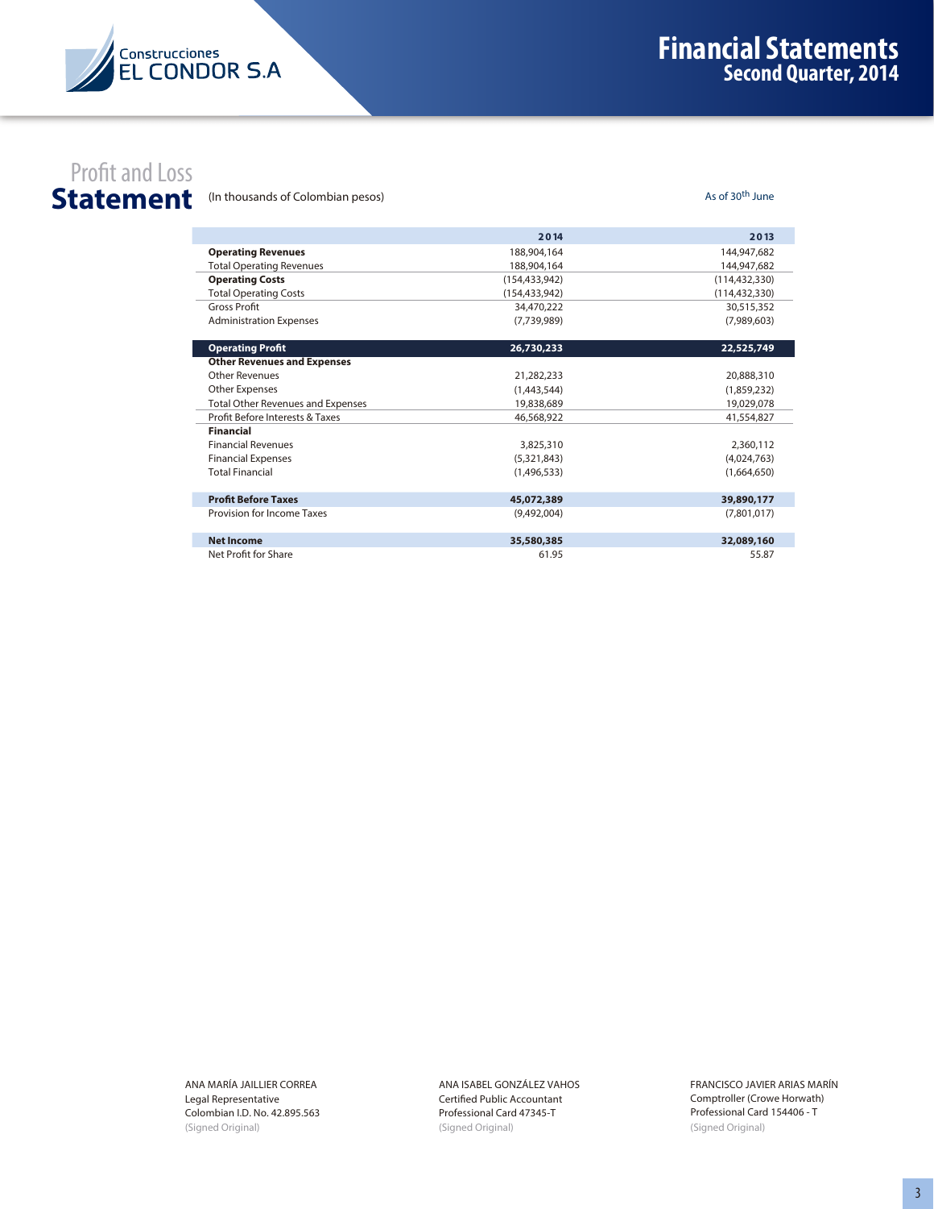Construcciones EL CONDOR S.A

# Financial Statements
## Second Quarter, 2014

## Profit and Loss Statement

(In thousands of Colombian pesos)

As of 30th June

| | 2014 | 2013 |
|---|---|---|
| **Operating Revenues** | 188,904,164 | 144,947,682 |
| Total Operating Revenues | 188,904,164 | 144,947,682 |
| **Operating Costs** | (154,433,942) | (114,432,330) |
| Total Operating Costs | (154,433,942) | (114,432,330) |
| Gross Profit | 34,470,222 | 30,515,352 |
| Administration Expenses | (7,739,989) | (7,989,603) |
| **Operating Profit** | **26,730,233** | **22,525,749** |
| **Other Revenues and Expenses** | | |
| Other Revenues | 21,282,233 | 20,888,310 |
| Other Expenses | (1,443,544) | (1,859,232) |
| Total Other Revenues and Expenses | 19,838,689 | 19,029,078 |
| Profit Before Interests & Taxes | 46,568,922 | 41,554,827 |
| **Financial** | | |
| Financial Revenues | 3,825,310 | 2,360,112 |
| Financial Expenses | (5,321,843) | (4,024,763) |
| Total Financial | (1,496,533) | (1,664,650) |
| **Profit Before Taxes** | **45,072,389** | **39,890,177** |
| Provision for Income Taxes | (9,492,004) | (7,801,017) |
| **Net Income** | **35,580,385** | **32,089,160** |
| Net Profit for Share | 61.95 | 55.87 |

ANA MARÍA JAILLIER CORREA
Legal Representative
Colombian I.D. No. 42.895.563
(Signed Original)

ANA ISABEL GONZÁLEZ VAHOS
Certified Public Accountant
Professional Card 47345-T
(Signed Original)

FRANCISCO JAVIER ARIAS MARÍN
Comptroller (Crowe Horwath)
Professional Card 154406 - T
(Signed Original)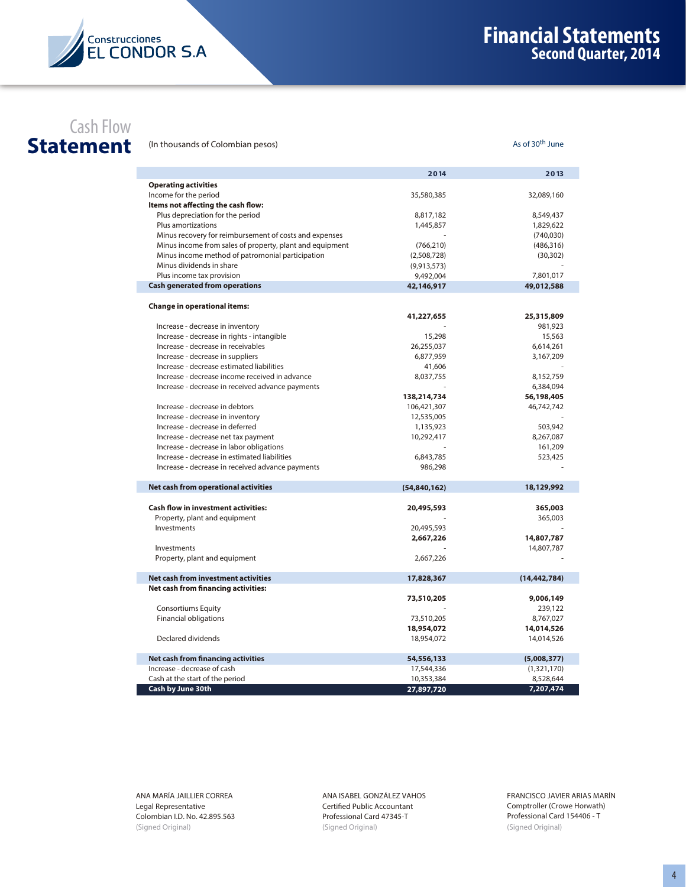Construcciones EL CONDOR S.A

# Financial Statements
## Second Quarter, 2014

# Cash Flow Statement

(In thousands of Colombian pesos)

As of 30th June

| | 2014 | 2013 |
|---|---|---|
| **Operating activities** | | |
| Income for the period | 35,580,385 | 32,089,160 |
| **Items not affecting the cash flow:** | | |
| Plus depreciation for the period | 8,817,182 | 8,549,437 |
| Plus amortizations | 1,445,857 | 1,829,622 |
| Minus recovery for reimbursement of costs and expenses | - | (740,030) |
| Minus income from sales of property, plant and equipment | (766,210) | (486,316) |
| Minus income method of patromonial participation | (2,508,728) | (30,302) |
| Minus dividends in share | (9,913,573) | - |
| Plus income tax provision | 9,492,004 | 7,801,017 |
| **Cash generated from operations** | **42,146,917** | **49,012,588** |
| **Change in operational items:** | | |
| | **41,227,655** | **25,315,809** |
| Increase - decrease in inventory | - | 981,923 |
| Increase - decrease in rights - intangible | 15,298 | 15,563 |
| Increase - decrease in receivables | 26,255,037 | 6,614,261 |
| Increase - decrease in suppliers | 6,877,959 | 3,167,209 |
| Increase - decrease estimated liabilities | 41,606 | - |
| Increase - decrease income received in advance | 8,037,755 | 8,152,759 |
| Increase - decrease in received advance payments | - | 6,384,094 |
| | **138,214,734** | **56,198,405** |
| Increase - decrease in debtors | 106,421,307 | 46,742,742 |
| Increase - decrease in inventory | 12,535,005 | - |
| Increase - decrease in deferred | 1,135,923 | 503,942 |
| Increase - decrease net tax payment | 10,292,417 | 8,267,087 |
| Increase - decrease in labor obligations | - | 161,209 |
| Increase - decrease in estimated liabilities | 6,843,785 | 523,425 |
| Increase - decrease in received advance payments | 986,298 | - |
| **Net cash from operational activities** | **(54,840,162)** | **18,129,992** |
| **Cash flow in investment activities:** | **20,495,593** | **365,003** |
| Property, plant and equipment | - | 365,003 |
| Investments | 20,495,593 | - |
| | **2,667,226** | **14,807,787** |
| Investments | - | 14,807,787 |
| Property, plant and equipment | 2,667,226 | - |
| **Net cash from investment activities** | **17,828,367** | **(14,442,784)** |
| **Net cash from financing activities:** | | |
| | **73,510,205** | **9,006,149** |
| Consortiums Equity | - | 239,122 |
| Financial obligations | 73,510,205 | 8,767,027 |
| | **18,954,072** | **14,014,526** |
| Declared dividends | 18,954,072 | 14,014,526 |
| **Net cash from financing activities** | **54,556,133** | **(5,008,377)** |
| Increase - decrease of cash | 17,544,336 | (1,321,170) |
| Cash at the start of the period | 10,353,384 | 8,528,644 |
| **Cash by June 30th** | **27,897,720** | **7,207,474** |

ANA MARÍA JAILLIER CORREA
Legal Representative
Colombian I.D. No. 42.895.563
(Signed Original)

ANA ISABEL GONZÁLEZ VAHOS
Certified Public Accountant
Professional Card 47345-T
(Signed Original)

FRANCISCO JAVIER ARIAS MARÍN
Comptroller (Crowe Horwath)
Professional Card 154406 - T
(Signed Original)